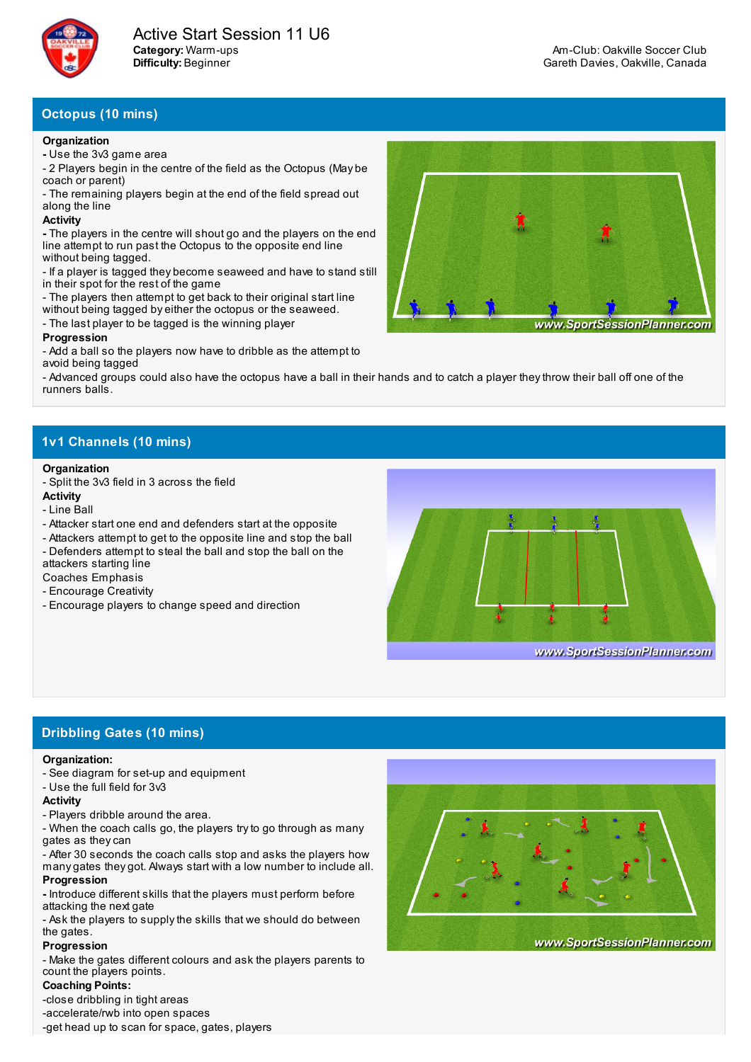# Active Start Session 11 U6

**Category:** Warm-ups
**Difficulty:** Beginner

Am-Club: Oakville Soccer Club
Gareth Davies, Oakville, Canada

## Octopus (10 mins)

**Organization**
- Use the 3v3 game area
- 2 Players begin in the centre of the field as the Octopus (May be coach or parent)
- The remaining players begin at the end of the field spread out along the line

**Activity**
- The players in the centre will shout go and the players on the end line attempt to run past the Octopus to the opposite end line without being tagged.
- If a player is tagged they become seaweed and have to stand still in their spot for the rest of the game
- The players then attempt to get back to their original start line without being tagged by either the octopus or the seaweed.
- The last player to be tagged is the winning player

**Progression**
- Add a ball so the players now have to dribble as the attempt to avoid being tagged
- Advanced groups could also have the octopus have a ball in their hands and to catch a player they throw their ball off one of the runners balls.

## 1v1 Channels (10 mins)

**Organization**
- Split the 3v3 field in 3 across the field

**Activity**
- Line Ball
- Attacker start one end and defenders start at the opposite
- Attackers attempt to get to the opposite line and stop the ball
- Defenders attempt to steal the ball and stop the ball on the attackers starting line

Coaches Emphasis
- Encourage Creativity
- Encourage players to change speed and direction

## Dribbling Gates (10 mins)

**Organization:**
- See diagram for set-up and equipment
- Use the full field for 3v3

**Activity**
- Players dribble around the area.
- When the coach calls go, the players try to go through as many gates as they can
- After 30 seconds the coach calls stop and asks the players how many gates they got. Always start with a low number to include all.

**Progression**
- Introduce different skills that the players must perform before attacking the next gate
- Ask the players to supply the skills that we should do between the gates.

**Progression**
- Make the gates different colours and ask the players parents to count the players points.

**Coaching Points:**
-close dribbling in tight areas
-accelerate/rwb into open spaces
-get head up to scan for space, gates, players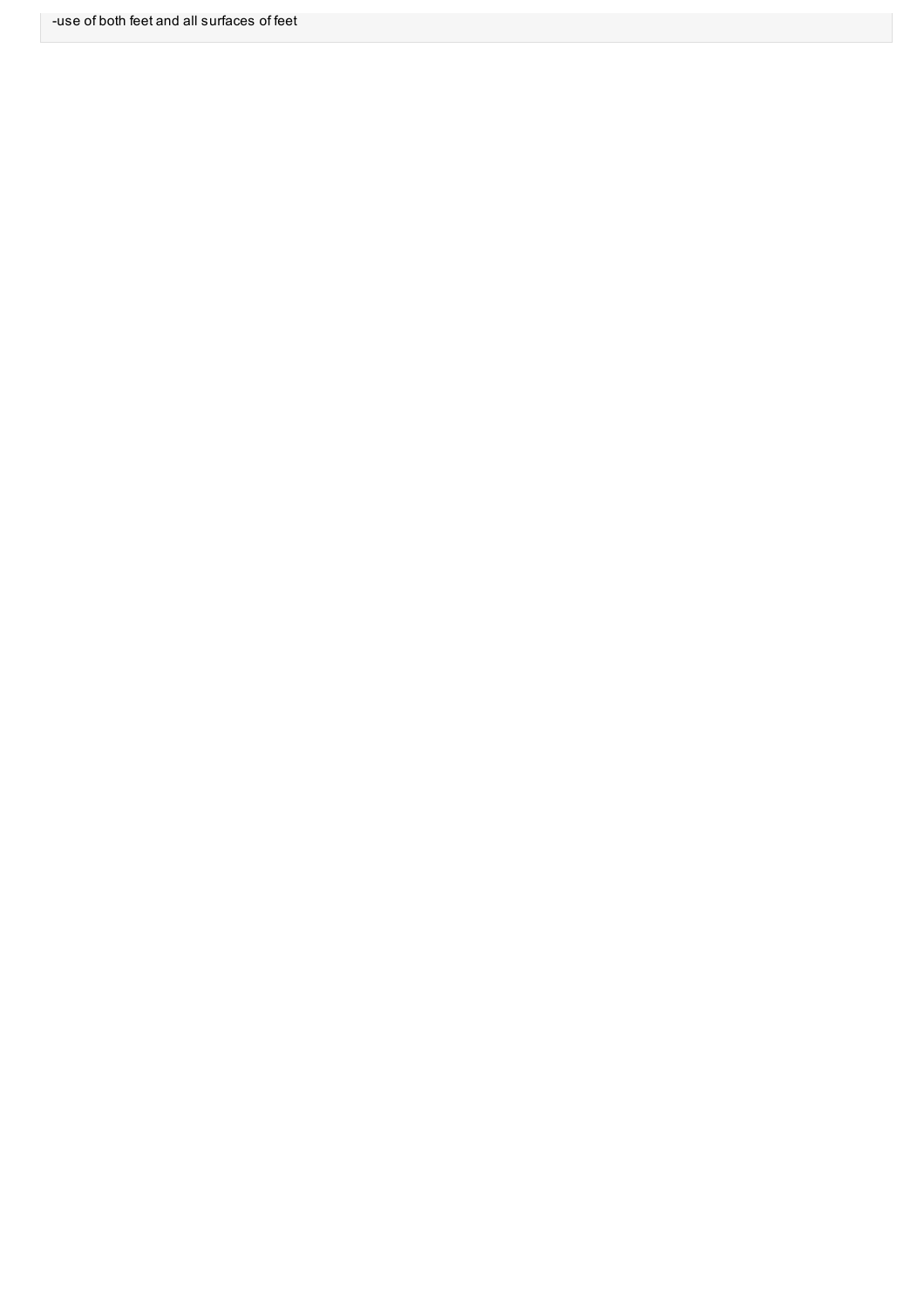-use of both feet and all surfaces of feet